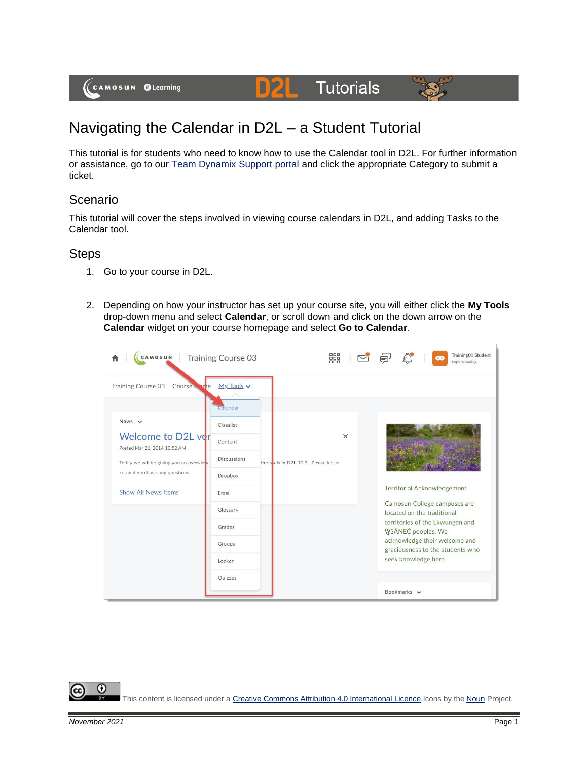# Navigating the Calendar in D2L – a Student Tutorial

This tutorial is for students who need to know how to use the Calendar tool in D2L. For further information or assistance, go to our Team Dynamix Support portal and click the appropriate Category to submit a ticket.

## Scenario

This tutorial will cover the steps involved in viewing course calendars in D2L, and adding Tasks to the Calendar tool.

## Steps

1. Go to your course in D2L.

2. Depending on how your instructor has set up your course site, you will either click the **My Tools** drop-down menu and select **Calendar**, or scroll down and click on the down arrow on the **Calendar** widget on your course homepage and select **Go to Calendar**.

This content is licensed under a Creative Commons Attribution 4.0 International Licence.Icons by the Noun Project.

*November 2021*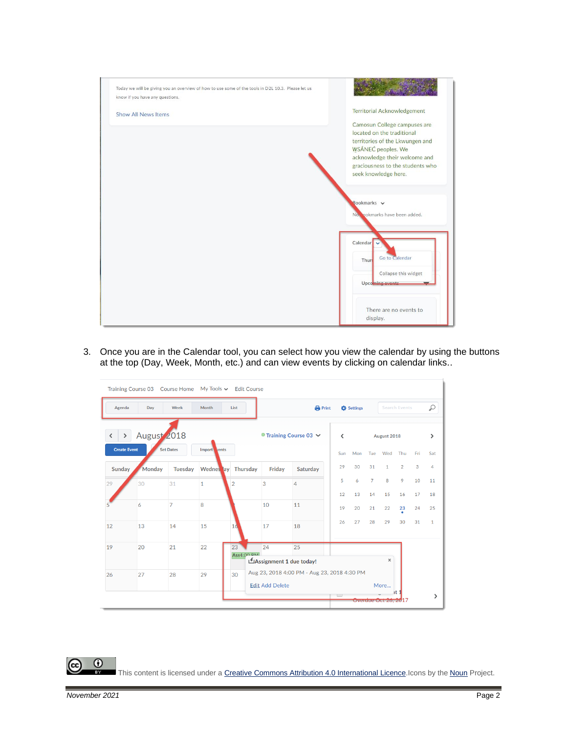3. Once you are in the Calendar tool, you can select how you view the calendar by using the buttons at the top (Day, Week, Month, etc.) and can view events by clicking on calendar links..

This content is licensed under a Creative Commons Attribution 4.0 International Licence.Icons by the Noun Project.

*November 2021*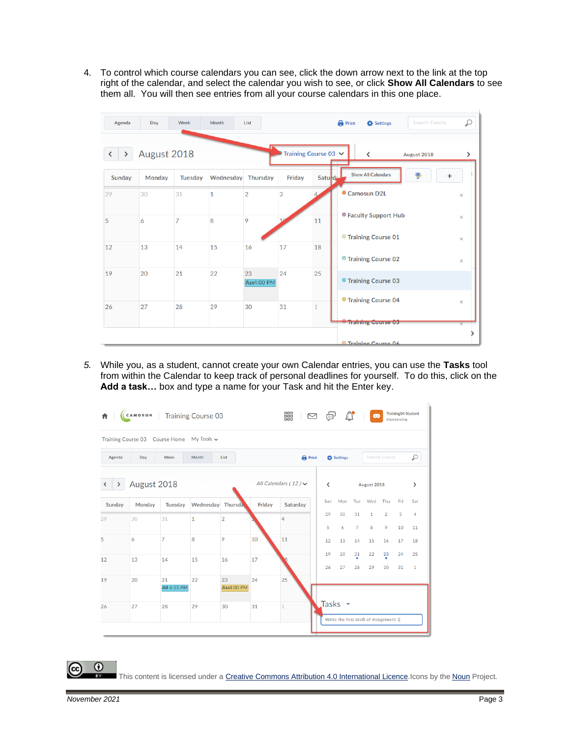4. To control which course calendars you can see, click the down arrow next to the link at the top right of the calendar, and select the calendar you wish to see, or click **Show All Calendars** to see them all. You will then see entries from all your course calendars in this one place.

5. While you, as a student, cannot create your own Calendar entries, you can use the **Tasks** tool from within the Calendar to keep track of personal deadlines for yourself. To do this, click on the **Add a task…** box and type a name for your Task and hit the Enter key.

This content is licensed under a Creative Commons Attribution 4.0 International Licence. Icons by the Noun Project.

November 2021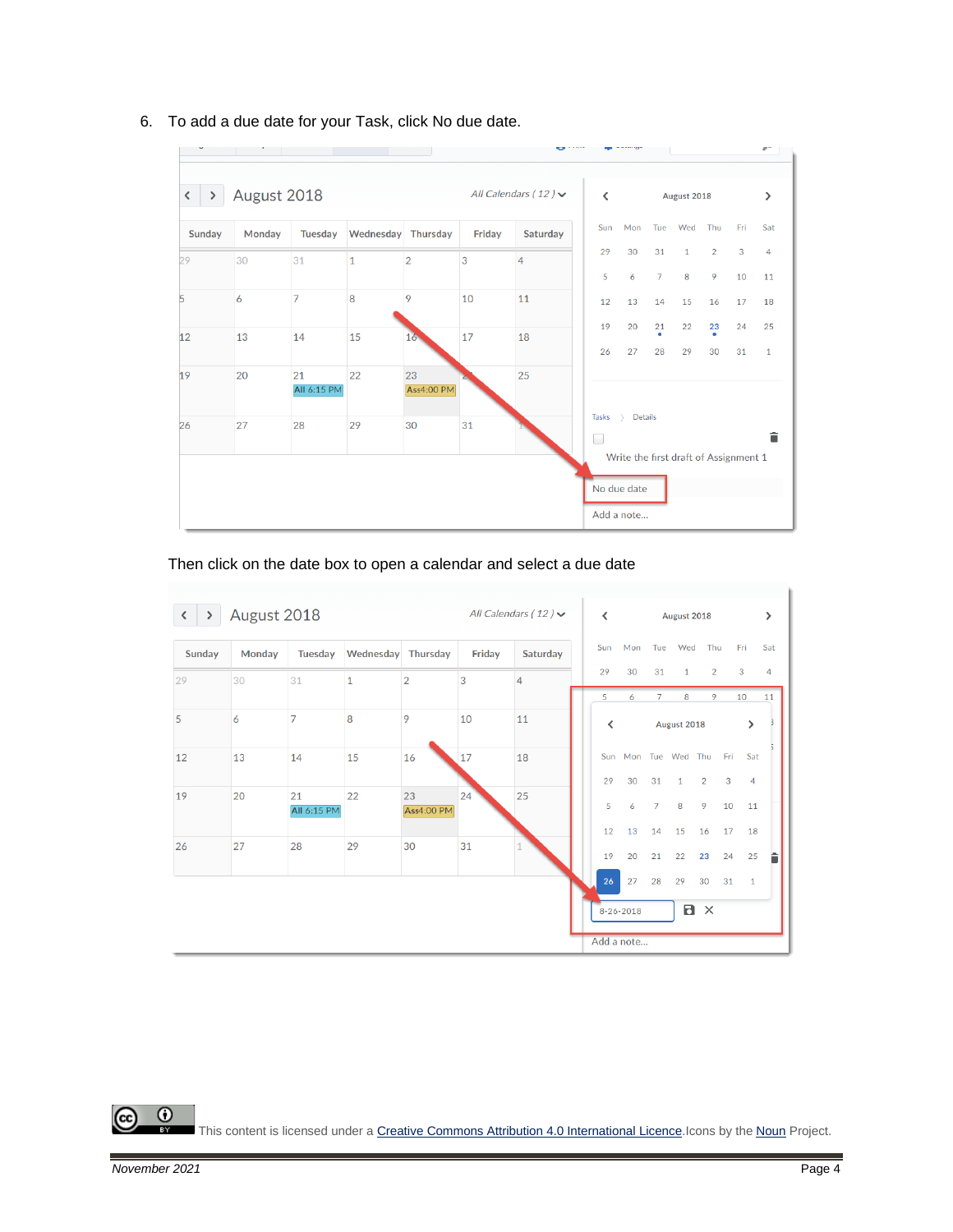6. To add a due date for your Task, click No due date.

Then click on the date box to open a calendar and select a due date

This content is licensed under a Creative Commons Attribution 4.0 International Licence.Icons by the Noun Project.

November 2021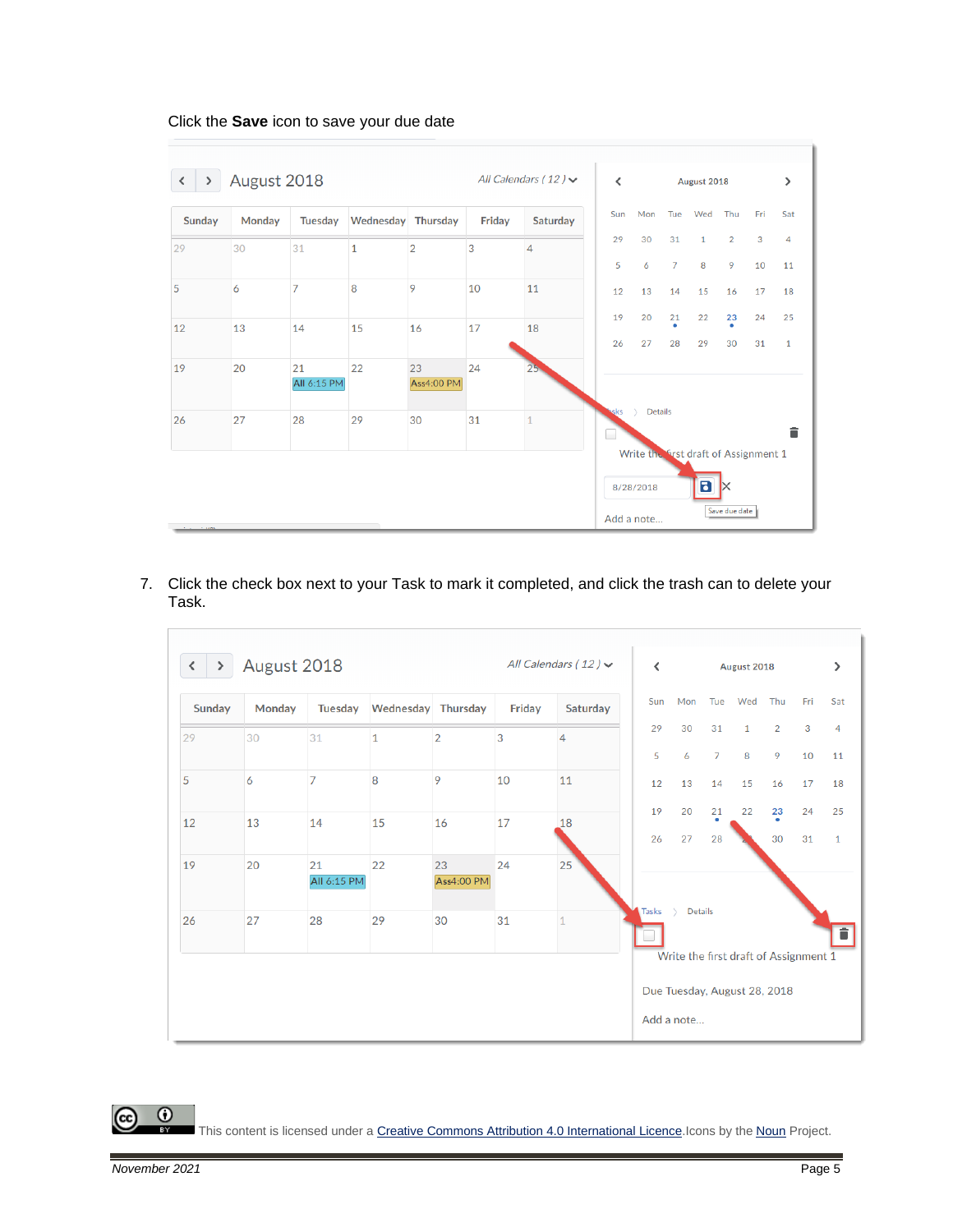Click the **Save** icon to save your due date

7. Click the check box next to your Task to mark it completed, and click the trash can to delete your Task.

This content is licensed under a Creative Commons Attribution 4.0 International Licence. Icons by the Noun Project.